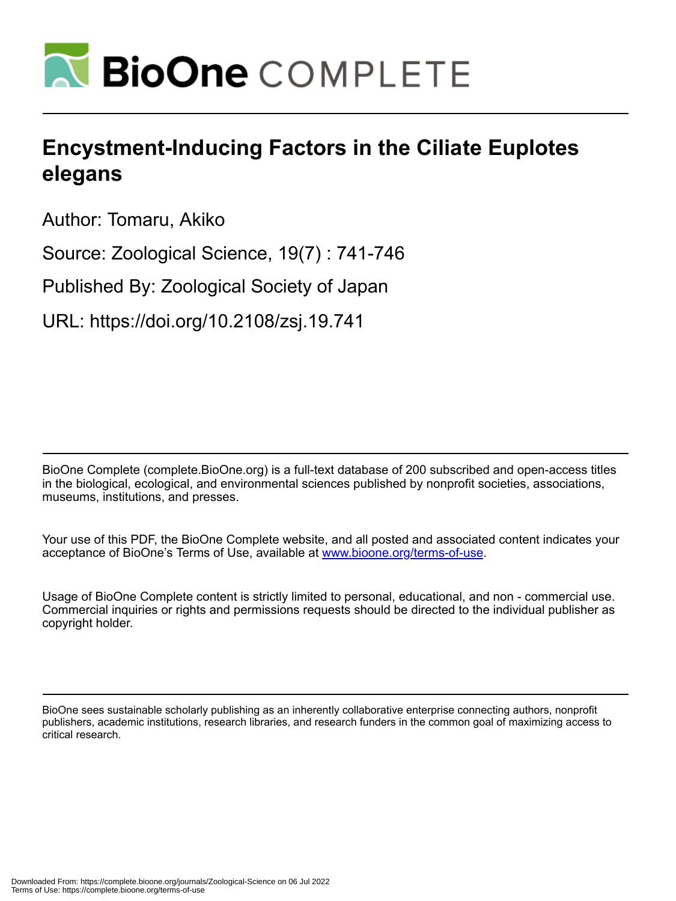# Encystment-Inducing Factors in the Ciliate Euplotes elegans

Author: Tomaru, Akiko

Source: Zoological Science, 19(7) : 741-746

Published By: Zoological Society of Japan

URL: https://doi.org/10.2108/zsj.19.741

BioOne Complete (complete.BioOne.org) is a full-text database of 200 subscribed and open-access titles in the biological, ecological, and environmental sciences published by nonprofit societies, associations, museums, institutions, and presses.

Your use of this PDF, the BioOne Complete website, and all posted and associated content indicates your acceptance of BioOne's Terms of Use, available at www.bioone.org/terms-of-use.

Usage of BioOne Complete content is strictly limited to personal, educational, and non - commercial use. Commercial inquiries or rights and permissions requests should be directed to the individual publisher as copyright holder.

BioOne sees sustainable scholarly publishing as an inherently collaborative enterprise connecting authors, nonprofit publishers, academic institutions, research libraries, and research funders in the common goal of maximizing access to critical research.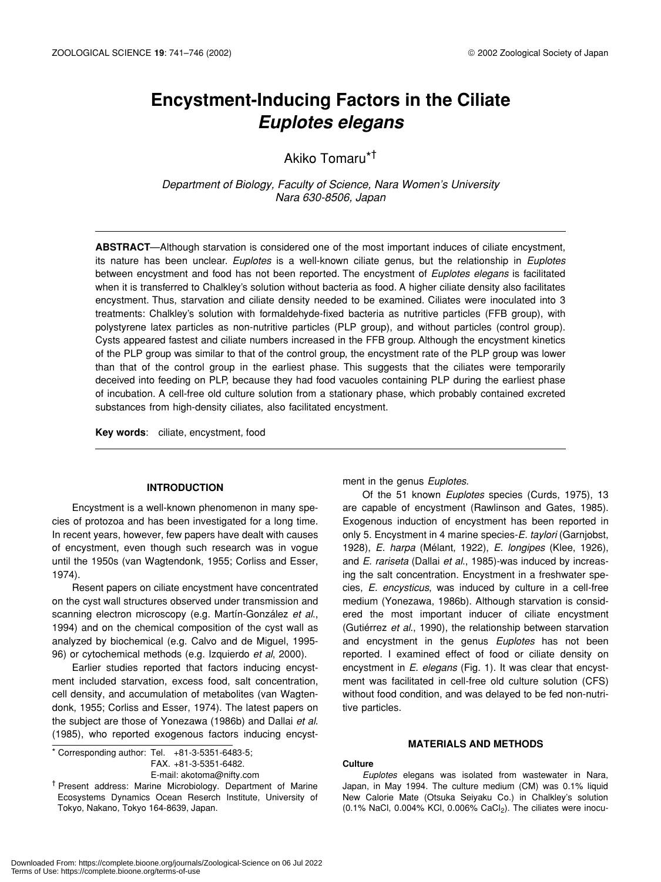# Encystment-Inducing Factors in the Ciliate *Euplotes elegans*

Akiko Tomaru*†

*Department of Biology, Faculty of Science, Nara Women's University Nara 630-8506, Japan*

---

**ABSTRACT**—Although starvation is considered one of the most important induces of ciliate encystment, its nature has been unclear. *Euplotes* is a well-known ciliate genus, but the relationship in *Euplotes* between encystment and food has not been reported. The encystment of *Euplotes elegans* is facilitated when it is transferred to Chalkley's solution without bacteria as food. A higher ciliate density also facilitates encystment. Thus, starvation and ciliate density needed to be examined. Ciliates were inoculated into 3 treatments: Chalkley's solution with formaldehyde-fixed bacteria as nutritive particles (FFB group), with polystyrene latex particles as non-nutritive particles (PLP group), and without particles (control group). Cysts appeared fastest and ciliate numbers increased in the FFB group. Although the encystment kinetics of the PLP group was similar to that of the control group, the encystment rate of the PLP group was lower than that of the control group in the earliest phase. This suggests that the ciliates were temporarily deceived into feeding on PLP, because they had food vacuoles containing PLP during the earliest phase of incubation. A cell-free old culture solution from a stationary phase, which probably contained excreted substances from high-density ciliates, also facilitated encystment.

**Key words**: ciliate, encystment, food

---

## INTRODUCTION

Encystment is a well-known phenomenon in many species of protozoa and has been investigated for a long time. In recent years, however, few papers have dealt with causes of encystment, even though such research was in vogue until the 1950s (van Wagtendonk, 1955; Corliss and Esser, 1974).

Resent papers on ciliate encystment have concentrated on the cyst wall structures observed under transmission and scanning electron microscopy (e.g. Martín-González *et al*., 1994) and on the chemical composition of the cyst wall as analyzed by biochemical (e.g. Calvo and de Miguel, 1995-96) or cytochemical methods (e.g. Izquierdo *et al*, 2000).

Earlier studies reported that factors inducing encystment included starvation, excess food, salt concentration, cell density, and accumulation of metabolites (van Wagtendonk, 1955; Corliss and Esser, 1974). The latest papers on the subject are those of Yonezawa (1986b) and Dallai *et al*. (1985), who reported exogenous factors inducing encystment in the genus *Euplotes*.

Of the 51 known *Euplotes* species (Curds, 1975), 13 are capable of encystment (Rawlinson and Gates, 1985). Exogenous induction of encystment has been reported in only 5. Encystment in 4 marine species-*E. taylori* (Garnjobst, 1928), *E. harpa* (Mélant, 1922), *E. longipes* (Klee, 1926), and *E. rariseta* (Dallai *et al*., 1985)-was induced by increasing the salt concentration. Encystment in a freshwater species, *E. encysticus*, was induced by culture in a cell-free medium (Yonezawa, 1986b). Although starvation is considered the most important inducer of ciliate encystment (Gutiérrez *et al*., 1990), the relationship between starvation and encystment in the genus *Euplotes* has not been reported. I examined effect of food or ciliate density on encystment in *E. elegans* (Fig. 1). It was clear that encystment was facilitated in cell-free old culture solution (CFS) without food condition, and was delayed to be fed non-nutritive particles.

## MATERIALS AND METHODS

### Culture

*Euplotes* elegans was isolated from wastewater in Nara, Japan, in May 1994. The culture medium (CM) was 0.1% liquid New Calorie Mate (Otsuka Seiyaku Co.) in Chalkley's solution (0.1% NaCl, 0.004% KCl, 0.006% $CaCl_2$). The ciliates were inocu-

---

\* Corresponding author: Tel. +81-3-5351-6483-5; FAX. +81-3-5351-6482. E-mail: akotoma@nifty.com

† Present address: Marine Microbiology. Department of Marine Ecosystems Dynamics Ocean Reserch Institute, University of Tokyo, Nakano, Tokyo 164-8639, Japan.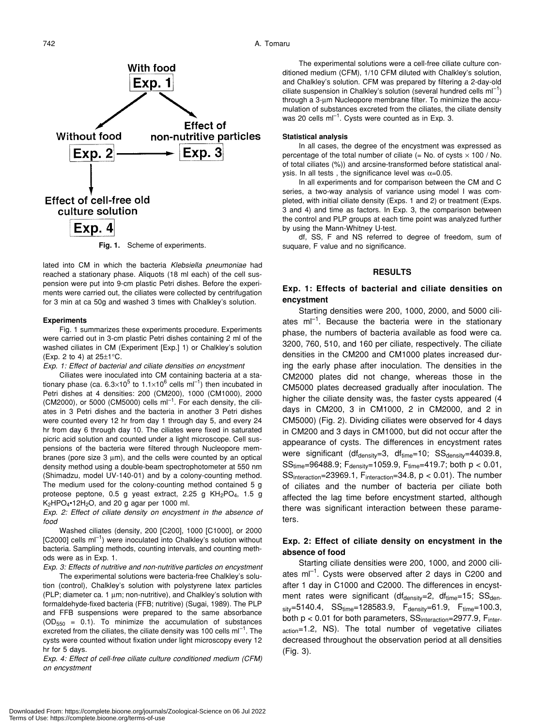Fig. 1. Scheme of experiments.

lated into CM in which the bacteria *Klebsiella pneumoniae* had reached a stationary phase. Aliquots (18 ml each) of the cell suspension were put into 9-cm plastic Petri dishes. Before the experiments were carried out, the ciliates were collected by centrifugation for 3 min at ca 50g and washed 3 times with Chalkley's solution.

#### Experiments

Fig. 1 summarizes these experiments procedure. Experiments were carried out in 3-cm plastic Petri dishes containing 2 ml of the washed ciliates in CM (Experiment [Exp.] 1) or Chalkley's solution (Exp. 2 to 4) at 25±1°C.

*Exp. 1: Effect of bacterial and ciliate densities on encystment*

Ciliates were inoculated into CM containing bacteria at a stationary phase (ca. $6.3 \times 10^5$ to $1.1 \times 10^6$ cells $ml^{-1}$) then incubated in Petri dishes at 4 densities: 200 (CM200), 1000 (CM1000), 2000 (CM2000), or 5000 (CM5000) cells $ml^{-1}$. For each density, the ciliates in 3 Petri dishes and the bacteria in another 3 Petri dishes were counted every 12 hr from day 1 through day 5, and every 24 hr from day 6 through day 10. The ciliates were fixed in saturated picric acid solution and counted under a light microscope. Cell suspensions of the bacteria were filtered through Nucleopore membranes (pore size 3 μm), and the cells were counted by an optical density method using a double-beam spectrophotometer at 550 nm (Shimadzu, model UV-140-01) and by a colony-counting method. The medium used for the colony-counting method contained 5 g proteose peptone, 0.5 g yeast extract, 2.25 g $KH_2PO_4$, 1.5 g $K_2HPO_4 \cdot 12H_2O$, and 20 g agar per 1000 ml.

*Exp. 2: Effect of ciliate density on encystment in the absence of food*

Washed ciliates (density, 200 [C200], 1000 [C1000], or 2000 [C2000] cells $ml^{-1}$) were inoculated into Chalkley's solution without bacteria. Sampling methods, counting intervals, and counting methods were as in Exp. 1.

*Exp. 3: Effects of nutritive and non-nutritive particles on encystment*

The experimental solutions were bacteria-free Chalkley's solution (control), Chalkley's solution with polystyrene latex particles (PLP; diameter ca. 1 μm; non-nutritive), and Chalkley's solution with formaldehyde-fixed bacteria (FFB; nutritive) (Sugai, 1989). The PLP and FFB suspensions were prepared to the same absorbance ($OD_{550}$ = 0.1). To minimize the accumulation of substances excreted from the ciliates, the ciliate density was 100 cells $ml^{-1}$. The cysts were counted without fixation under light microscopy every 12 hr for 5 days.

*Exp. 4: Effect of cell-free ciliate culture conditioned medium (CFM) on encystment*

The experimental solutions were a cell-free ciliate culture conditioned medium (CFM), 1/10 CFM diluted with Chalkley's solution, and Chalkley's solution. CFM was prepared by filtering a 2-day-old ciliate suspension in Chalkley's solution (several hundred cells $ml^{-1}$) through a 3-μm Nucleopore membrane filter. To minimize the accumulation of substances excreted from the ciliates, the ciliate density was 20 cells $ml^{-1}$. Cysts were counted as in Exp. 3.

#### Statistical analysis

In all cases, the degree of the encystment was expressed as percentage of the total number of ciliate (= No. of cysts × 100 / No. of total ciliates (%)) and arcsine-transformed before statistical analysis. In all tests , the significance level was $\alpha$=0.05.

In all experiments and for comparison between the CM and C series, a two-way analysis of variance using model I was completed, with initial ciliate density (Exps. 1 and 2) or treatment (Exps. 3 and 4) and time as factors. In Exp. 3, the comparison between the control and PLP groups at each time point was analyzed further by using the Mann-Whitney U-test.

df, SS, F and NS referred to degree of freedom, sum of suquare, F value and no significance.

## RESULTS

### Exp. 1: Effects of bacterial and ciliate densities on encystment

Starting densities were 200, 1000, 2000, and 5000 ciliates $ml^{-1}$. Because the bacteria were in the stationary phase, the numbers of bacteria available as food were ca. 3200, 760, 510, and 160 per ciliate, respectively. The ciliate densities in the CM200 and CM1000 plates increased during the early phase after inoculation. The densities in the CM2000 plates did not change, whereas those in the CM5000 plates decreased gradually after inoculation. The higher the ciliate density was, the faster cysts appeared (4 days in CM200, 3 in CM1000, 2 in CM2000, and 2 in CM5000) (Fig. 2). Dividing ciliates were observed for 4 days in CM200 and 3 days in CM1000, but did not occur after the appearance of cysts. The differences in encystment rates were significant ($df_{density}$=3, $df_{time}$=10; $SS_{density}$=44039.8, $SS_{time}$=96488.9; $F_{density}$=1059.9, $F_{time}$=419.7; both $p < 0.01$, $SS_{interaction}$=23969.1, $F_{interaction}$=34.8, $p < 0.01$). The number of ciliates and the number of bacteria per ciliate both affected the lag time before encystment started, although there was significant interaction between these parameters.

### Exp. 2: Effect of ciliate density on encystment in the absence of food

Starting ciliate densities were 200, 1000, and 2000 ciliates $ml^{-1}$. Cysts were observed after 2 days in C200 and after 1 day in C1000 and C2000. The differences in encystment rates were significant ($df_{density}$=2, $df_{time}$=15; $SS_{density}$=5140.4, $SS_{time}$=128583.9, $F_{density}$=61.9, $F_{time}$=100.3, both $p < 0.01$ for both parameters, $SS_{interaction}$=2977.9, $F_{interaction}$=1.2, NS). The total number of vegetative ciliates decreased throughout the observation period at all densities (Fig. 3).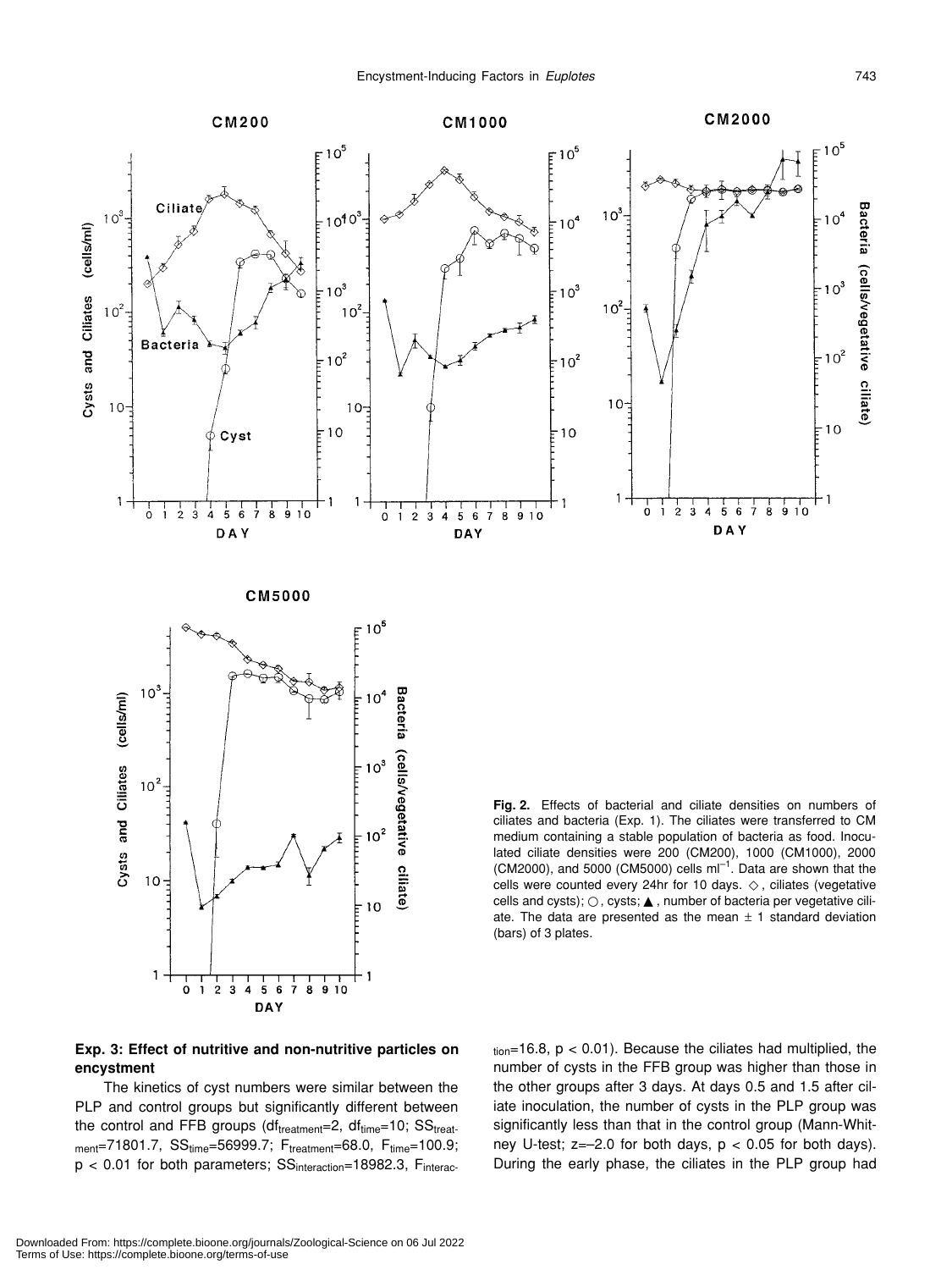**Fig. 2.** Effects of bacterial and ciliate densities on numbers of ciliates and bacteria (Exp. 1). The ciliates were transferred to CM medium containing a stable population of bacteria as food. Inoculated ciliate densities were 200 (CM200), 1000 (CM1000), 2000 (CM2000), and 5000 (CM5000) cells $ml^{-1}$. Data are shown that the cells were counted every 24hr for 10 days. ◇, ciliates (vegetative cells and cysts); ○, cysts; ▲, number of bacteria per vegetative ciliate. The data are presented as the mean ± 1 standard deviation (bars) of 3 plates.

### Exp. 3: Effect of nutritive and non-nutritive particles on encystment

The kinetics of cyst numbers were similar between the PLP and control groups but significantly different between the control and FFB groups ($df_{treatment}=2$, $df_{time}=10$; $SS_{treatment}=71801.7$, $SS_{time}=56999.7$; $F_{treatment}=68.0$, $F_{time}=100.9$; $p < 0.01$ for both parameters; $SS_{interaction}=18982.3$, $F_{interaction}=16.8$, $p < 0.01$). Because the ciliates had multiplied, the number of cysts in the FFB group was higher than those in the other groups after 3 days. At days 0.5 and 1.5 after ciliate inoculation, the number of cysts in the PLP group was significantly less than that in the control group (Mann-Whitney U-test; $z=-2.0$ for both days, $p < 0.05$ for both days). During the early phase, the ciliates in the PLP group had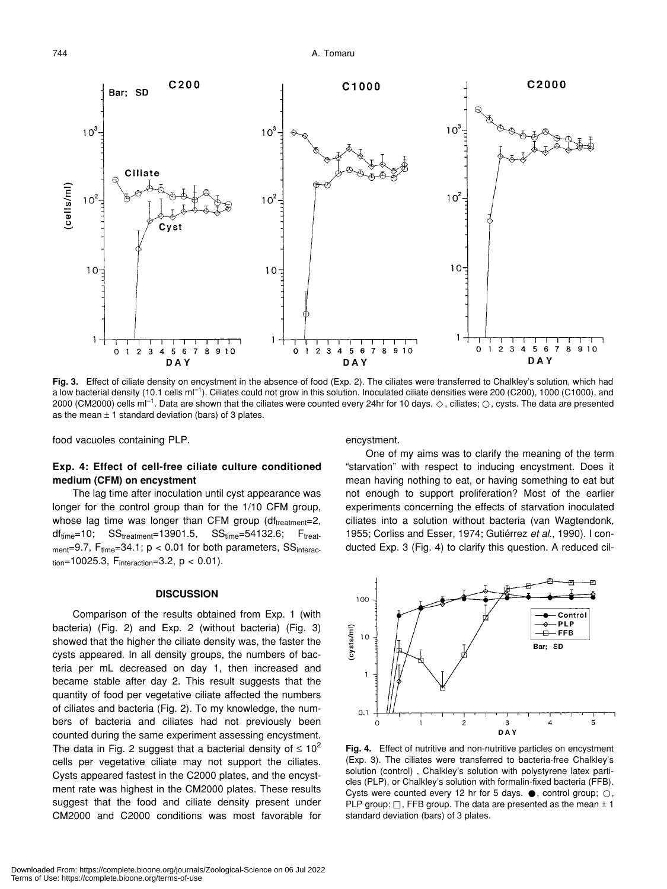**Fig. 3.** Effect of ciliate density on encystment in the absence of food (Exp. 2). The ciliates were transferred to Chalkley's solution, which had a low bacterial density (10.1 cells ml$^{-1}$). Ciliates could not grow in this solution. Inoculated ciliate densities were 200 (C200), 1000 (C1000), and 2000 (CM2000) cells ml$^{-1}$. Data are shown that the ciliates were counted every 24hr for 10 days. ◇, ciliates; ○, cysts. The data are presented as the mean ± 1 standard deviation (bars) of 3 plates.

food vacuoles containing PLP.

### Exp. 4: Effect of cell-free ciliate culture conditioned medium (CFM) on encystment

The lag time after inoculation until cyst appearance was longer for the control group than for the 1/10 CFM group, whose lag time was longer than CFM group ($df_{treatment}$=2, $df_{time}$=10; $SS_{treatment}$=13901.5, $SS_{time}$=54132.6; $F_{treatment}$=9.7, $F_{time}$=34.1; $p < 0.01$ for both parameters, $SS_{interaction}$=10025.3, $F_{interaction}$=3.2, $p < 0.01$).

## DISCUSSION

Comparison of the results obtained from Exp. 1 (with bacteria) (Fig. 2) and Exp. 2 (without bacteria) (Fig. 3) showed that the higher the ciliate density was, the faster the cysts appeared. In all density groups, the numbers of bacteria per mL decreased on day 1, then increased and became stable after day 2. This result suggests that the quantity of food per vegetative ciliate affected the numbers of ciliates and bacteria (Fig. 2). To my knowledge, the numbers of bacteria and ciliates had not previously been counted during the same experiment assessing encystment. The data in Fig. 2 suggest that a bacterial density of $\leq 10^2$ cells per vegetative ciliate may not support the ciliates. Cysts appeared fastest in the C2000 plates, and the encystment rate was highest in the CM2000 plates. These results suggest that the food and ciliate density present under CM2000 and C2000 conditions was most favorable for encystment.

One of my aims was to clarify the meaning of the term "starvation" with respect to inducing encystment. Does it mean having nothing to eat, or having something to eat but not enough to support proliferation? Most of the earlier experiments concerning the effects of starvation inoculated ciliates into a solution without bacteria (van Wagtendonk, 1955; Corliss and Esser, 1974; Gutiérrez *et al.*, 1990). I conducted Exp. 3 (Fig. 4) to clarify this question. A reduced cil-

**Fig. 4.** Effect of nutritive and non-nutritive particles on encystment (Exp. 3). The ciliates were transferred to bacteria-free Chalkley's solution (control) , Chalkley's solution with polystyrene latex particles (PLP), or Chalkley's solution with formalin-fixed bacteria (FFB). Cysts were counted every 12 hr for 5 days. ●, control group; ○, PLP group; □, FFB group. The data are presented as the mean ± 1 standard deviation (bars) of 3 plates.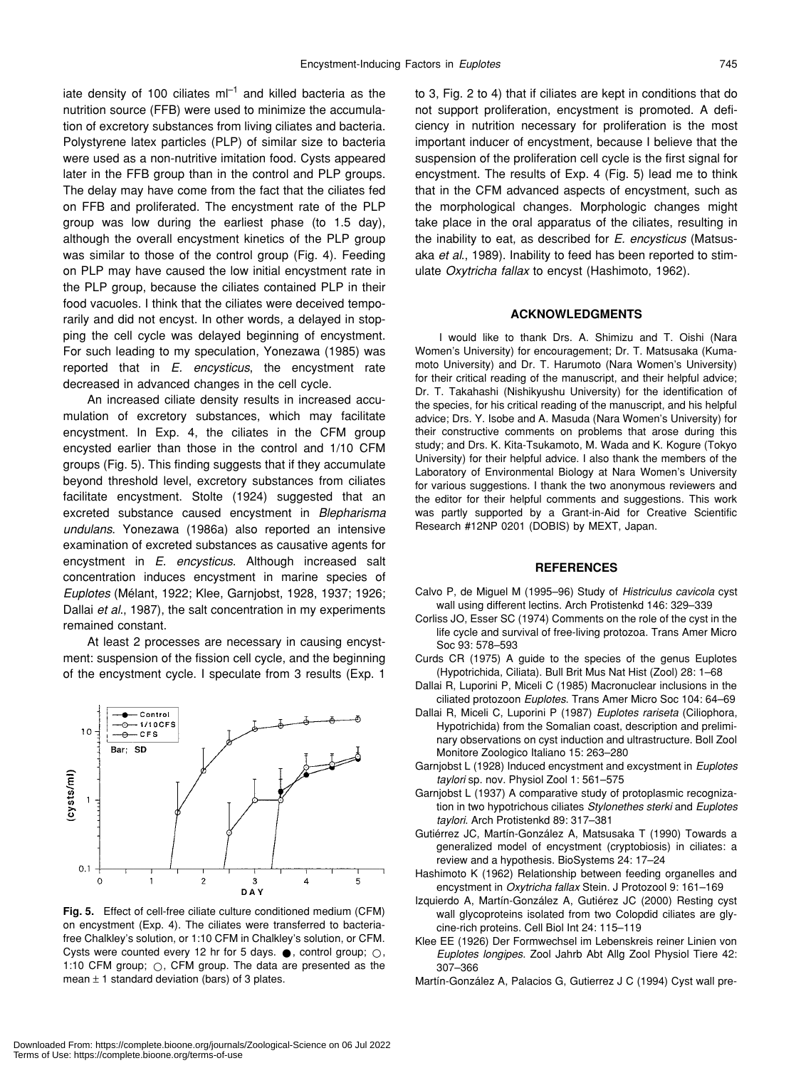iate density of 100 ciliates ml$^{-1}$ and killed bacteria as the nutrition source (FFB) were used to minimize the accumulation of excretory substances from living ciliates and bacteria. Polystyrene latex particles (PLP) of similar size to bacteria were used as a non-nutritive imitation food. Cysts appeared later in the FFB group than in the control and PLP groups. The delay may have come from the fact that the ciliates fed on FFB and proliferated. The encystment rate of the PLP group was low during the earliest phase (to 1.5 day), although the overall encystment kinetics of the PLP group was similar to those of the control group (Fig. 4). Feeding on PLP may have caused the low initial encystment rate in the PLP group, because the ciliates contained PLP in their food vacuoles. I think that the ciliates were deceived temporarily and did not encyst. In other words, a delayed in stopping the cell cycle was delayed beginning of encystment. For such leading to my speculation, Yonezawa (1985) was reported that in *E. encysticus*, the encystment rate decreased in advanced changes in the cell cycle.

An increased ciliate density results in increased accumulation of excretory substances, which may facilitate encystment. In Exp. 4, the ciliates in the CFM group encysted earlier than those in the control and 1/10 CFM groups (Fig. 5). This finding suggests that if they accumulate beyond threshold level, excretory substances from ciliates facilitate encystment. Stolte (1924) suggested that an excreted substance caused encystment in *Blepharisma undulans*. Yonezawa (1986a) also reported an intensive examination of excreted substances as causative agents for encystment in *E. encysticus*. Although increased salt concentration induces encystment in marine species of *Euplotes* (Mélant, 1922; Klee, Garnjobst, 1928, 1937; 1926; Dallai *et al*., 1987), the salt concentration in my experiments remained constant.

At least 2 processes are necessary in causing encystment: suspension of the fission cell cycle, and the beginning of the encystment cycle. I speculate from 3 results (Exp. 1 to 3, Fig. 2 to 4) that if ciliates are kept in conditions that do not support proliferation, encystment is promoted. A deficiency in nutrition necessary for proliferation is the most important inducer of encystment, because I believe that the suspension of the proliferation cell cycle is the first signal for encystment. The results of Exp. 4 (Fig. 5) lead me to think that in the CFM advanced aspects of encystment, such as the morphological changes. Morphologic changes might take place in the oral apparatus of the ciliates, resulting in the inability to eat, as described for *E. encysticus* (Matsusaka *et al*., 1989). Inability to feed has been reported to stimulate *Oxytricha fallax* to encyst (Hashimoto, 1962).

**Fig. 5.** Effect of cell-free ciliate culture conditioned medium (CFM) on encystment (Exp. 4). The ciliates were transferred to bacteria-free Chalkley's solution, or 1:10 CFM in Chalkley's solution, or CFM. Cysts were counted every 12 hr for 5 days. ●, control group; ○, 1:10 CFM group; ○, CFM group. The data are presented as the mean ± 1 standard deviation (bars) of 3 plates.

## ACKNOWLEDGMENTS

I would like to thank Drs. A. Shimizu and T. Oishi (Nara Women's University) for encouragement; Dr. T. Matsusaka (Kumamoto University) and Dr. T. Harumoto (Nara Women's University) for their critical reading of the manuscript, and their helpful advice; Dr. T. Takahashi (Nishikyushu University) for the identification of the species, for his critical reading of the manuscript, and his helpful advice; Drs. Y. Isobe and A. Masuda (Nara Women's University) for their constructive comments on problems that arose during this study; and Drs. K. Kita-Tsukamoto, M. Wada and K. Kogure (Tokyo University) for their helpful advice. I also thank the members of the Laboratory of Environmental Biology at Nara Women's University for various suggestions. I thank the two anonymous reviewers and the editor for their helpful comments and suggestions. This work was partly supported by a Grant-in-Aid for Creative Scientific Research #12NP 0201 (DOBIS) by MEXT, Japan.

## REFERENCES

Calvo P, de Miguel M (1995–96) Study of *Histriculus cavicola* cyst wall using different lectins. Arch Protistenkd 146: 329–339

Corliss JO, Esser SC (1974) Comments on the role of the cyst in the life cycle and survival of free-living protozoa. Trans Amer Micro Soc 93: 578–593

Curds CR (1975) A guide to the species of the genus Euplotes (Hypotrichida, Ciliata). Bull Brit Mus Nat Hist (Zool) 28: 1–68

Dallai R, Luporini P, Miceli C (1985) Macronuclear inclusions in the ciliated protozoon *Euplotes*. Trans Amer Micro Soc 104: 64–69

Dallai R, Miceli C, Luporini P (1987) *Euplotes rariseta* (Ciliophora, Hypotrichida) from the Somalian coast, description and preliminary observations on cyst induction and ultrastructure. Boll Zool Monitore Zoologico Italiano 15: 263–280

Garnjobst L (1928) Induced encystment and excystment in *Euplotes taylori* sp. nov. Physiol Zool 1: 561–575

Garnjobst L (1937) A comparative study of protoplasmic recognization in two hypotrichous ciliates *Stylonethes sterki* and *Euplotes taylori*. Arch Protistenkd 89: 317–381

Gutiérrez JC, Martín-González A, Matsusaka T (1990) Towards a generalized model of encystment (cryptobiosis) in ciliates: a review and a hypothesis. BioSystems 24: 17–24

Hashimoto K (1962) Relationship between feeding organelles and encystment in *Oxytricha fallax* Stein. J Protozool 9: 161–169

Izquierdo A, Martín-González A, Gutiérez JC (2000) Resting cyst wall glycoproteins isolated from two Colopdid ciliates are glycine-rich proteins. Cell Biol Int 24: 115–119

Klee EE (1926) Der Formwechsel im Lebenskreis reiner Linien von *Euplotes longipes*. Zool Jahrb Abt Allg Zool Physiol Tiere 42: 307–366

Martín-González A, Palacios G, Gutierrez J C (1994) Cyst wall pre-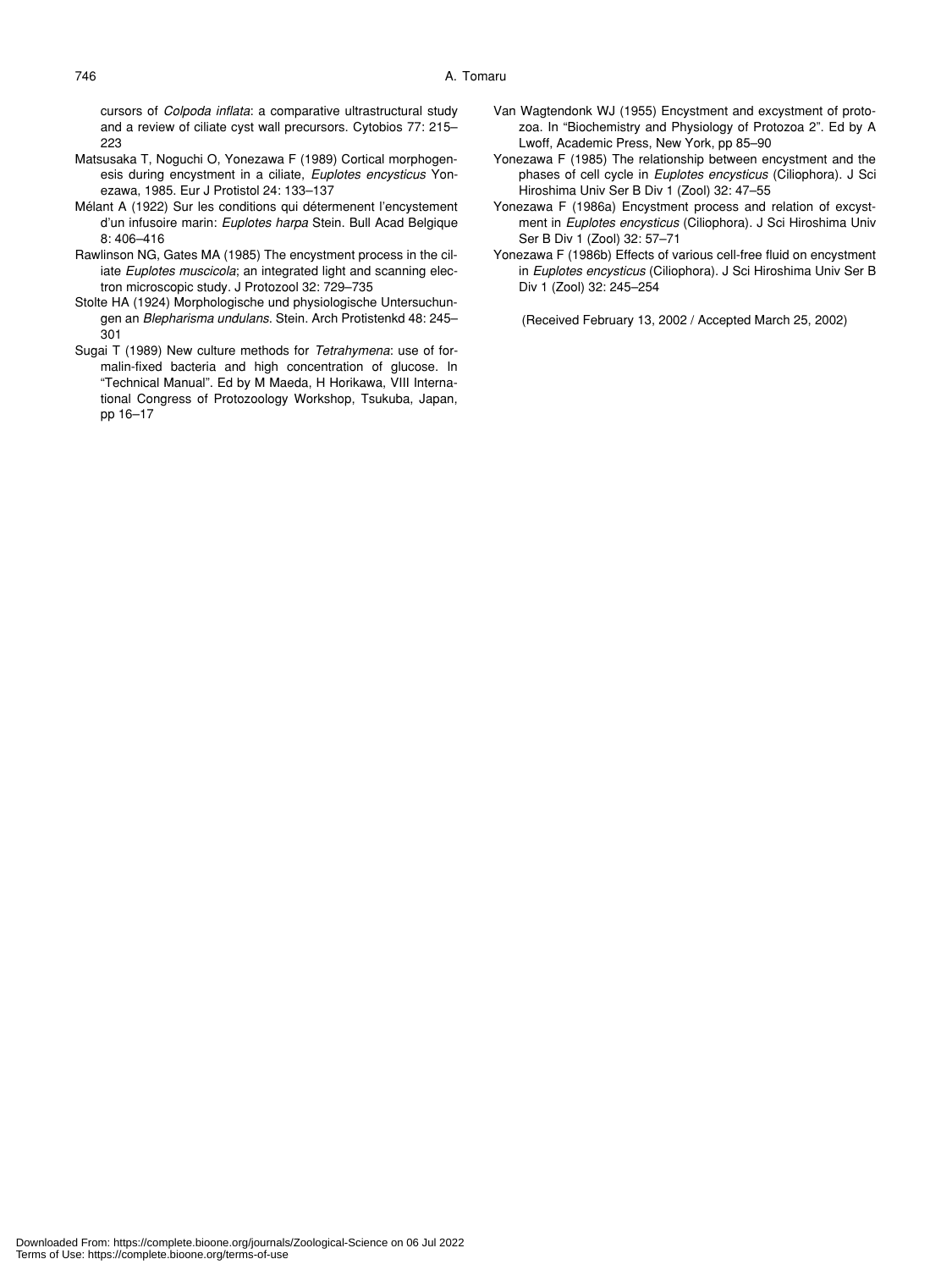cursors of *Colpoda inflata*: a comparative ultrastructural study and a review of ciliate cyst wall precursors. Cytobios 77: 215–223

Matsusaka T, Noguchi O, Yonezawa F (1989) Cortical morphogenesis during encystment in a ciliate, *Euplotes encysticus* Yonezawa, 1985. Eur J Protistol 24: 133–137

Mélant A (1922) Sur les conditions qui détermenent l'encystement d'un infusoire marin: *Euplotes harpa* Stein. Bull Acad Belgique 8: 406–416

Rawlinson NG, Gates MA (1985) The encystment process in the ciliate *Euplotes muscicola*; an integrated light and scanning electron microscopic study. J Protozool 32: 729–735

Stolte HA (1924) Morphologische und physiologische Untersuchungen an *Blepharisma undulans*. Stein. Arch Protistenkd 48: 245–301

Sugai T (1989) New culture methods for *Tetrahymena*: use of formalin-fixed bacteria and high concentration of glucose. In "Technical Manual". Ed by M Maeda, H Horikawa, VIII International Congress of Protozoology Workshop, Tsukuba, Japan, pp 16–17

Van Wagtendonk WJ (1955) Encystment and excystment of protozoa. In "Biochemistry and Physiology of Protozoa 2". Ed by A Lwoff, Academic Press, New York, pp 85–90

Yonezawa F (1985) The relationship between encystment and the phases of cell cycle in *Euplotes encysticus* (Ciliophora). J Sci Hiroshima Univ Ser B Div 1 (Zool) 32: 47–55

Yonezawa F (1986a) Encystment process and relation of excystment in *Euplotes encysticus* (Ciliophora). J Sci Hiroshima Univ Ser B Div 1 (Zool) 32: 57–71

Yonezawa F (1986b) Effects of various cell-free fluid on encystment in *Euplotes encysticus* (Ciliophora). J Sci Hiroshima Univ Ser B Div 1 (Zool) 32: 245–254

(Received February 13, 2002 / Accepted March 25, 2002)